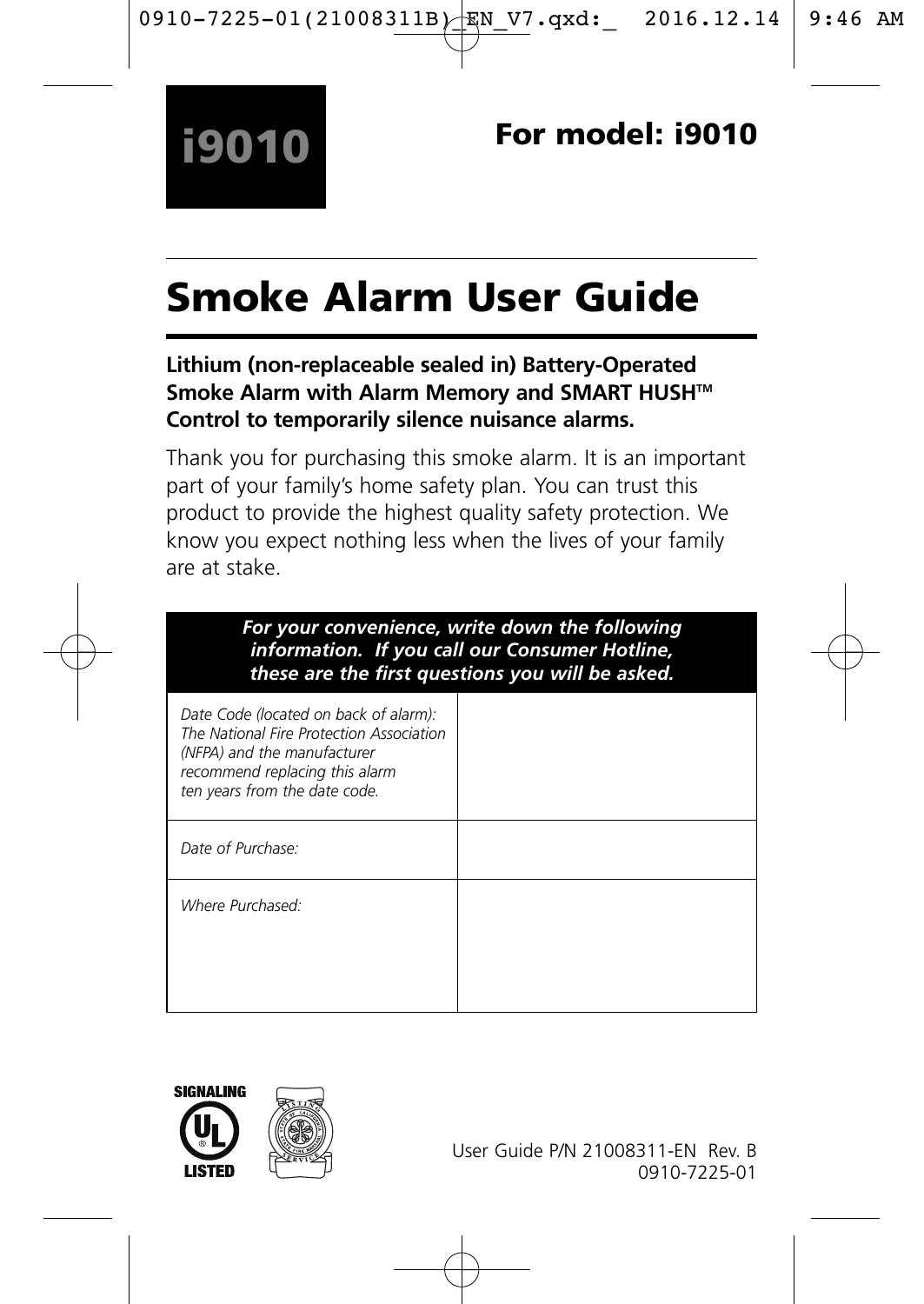**i9010**

**For model: i9010**

# Smoke Alarm User Guide

**Lithium (non-replaceable sealed in) Battery-Operated Smoke Alarm with Alarm Memory and SMART HUSH™ Control to temporarily silence nuisance alarms.**

Thank you for purchasing this smoke alarm. It is an important part of your family's home safety plan. You can trust this product to provide the highest quality safety protection. We know you expect nothing less when the lives of your family are at stake.

| ***For your convenience, write down the following information. If you call our Consumer Hotline, these are the first questions you will be asked.*** | |
|---|---|
| *Date Code (located on back of alarm): The National Fire Protection Association (NFPA) and the manufacturer recommend replacing this alarm ten years from the date code.* | |
| *Date of Purchase:* | |
| *Where Purchased:* | |

SIGNALING UL LISTED

User Guide P/N 21008311-EN Rev. B
0910-7225-01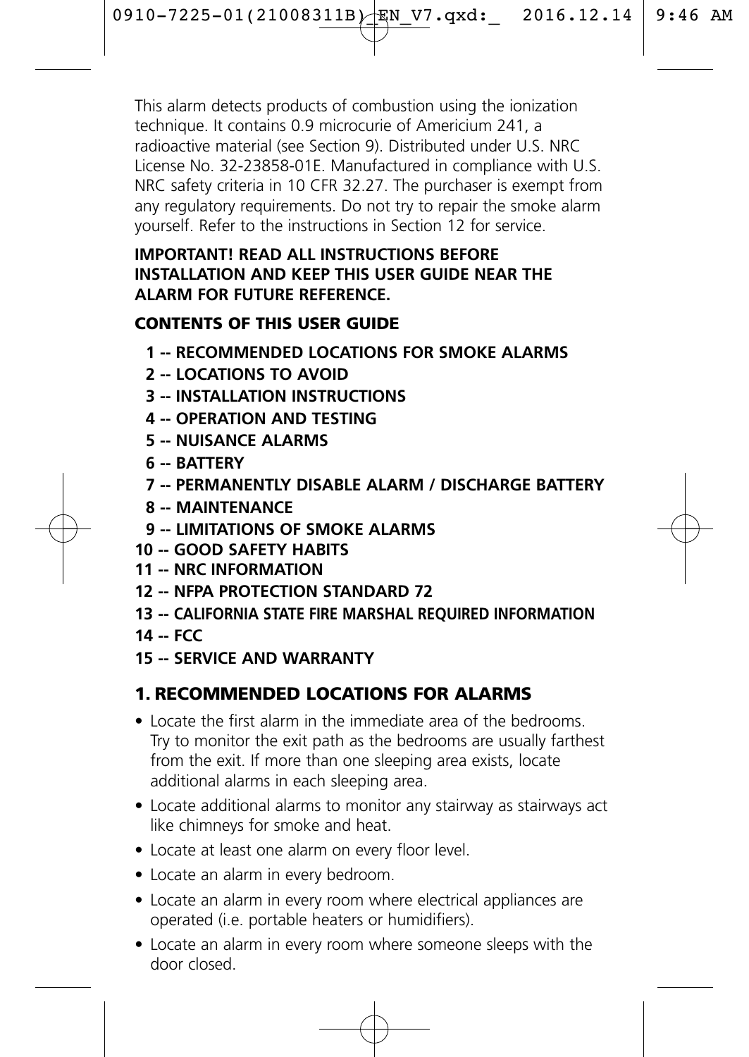This alarm detects products of combustion using the ionization technique. It contains 0.9 microcurie of Americium 241, a radioactive material (see Section 9). Distributed under U.S. NRC License No. 32-23858-01E. Manufactured in compliance with U.S. NRC safety criteria in 10 CFR 32.27. The purchaser is exempt from any regulatory requirements. Do not try to repair the smoke alarm yourself. Refer to the instructions in Section 12 for service.

**IMPORTANT! READ ALL INSTRUCTIONS BEFORE INSTALLATION AND KEEP THIS USER GUIDE NEAR THE ALARM FOR FUTURE REFERENCE.**

## CONTENTS OF THIS USER GUIDE

**1 -- RECOMMENDED LOCATIONS FOR SMOKE ALARMS**
**2 -- LOCATIONS TO AVOID**
**3 -- INSTALLATION INSTRUCTIONS**
**4 -- OPERATION AND TESTING**
**5 -- NUISANCE ALARMS**
**6 -- BATTERY**
**7 -- PERMANENTLY DISABLE ALARM / DISCHARGE BATTERY**
**8 -- MAINTENANCE**
**9 -- LIMITATIONS OF SMOKE ALARMS**
**10 -- GOOD SAFETY HABITS**
**11 -- NRC INFORMATION**
**12 -- NFPA PROTECTION STANDARD 72**
**13 -- CALIFORNIA STATE FIRE MARSHAL REQUIRED INFORMATION**
**14 -- FCC**
**15 -- SERVICE AND WARRANTY**

## 1. RECOMMENDED LOCATIONS FOR ALARMS

- Locate the first alarm in the immediate area of the bedrooms. Try to monitor the exit path as the bedrooms are usually farthest from the exit. If more than one sleeping area exists, locate additional alarms in each sleeping area.
- Locate additional alarms to monitor any stairway as stairways act like chimneys for smoke and heat.
- Locate at least one alarm on every floor level.
- Locate an alarm in every bedroom.
- Locate an alarm in every room where electrical appliances are operated (i.e. portable heaters or humidifiers).
- Locate an alarm in every room where someone sleeps with the door closed.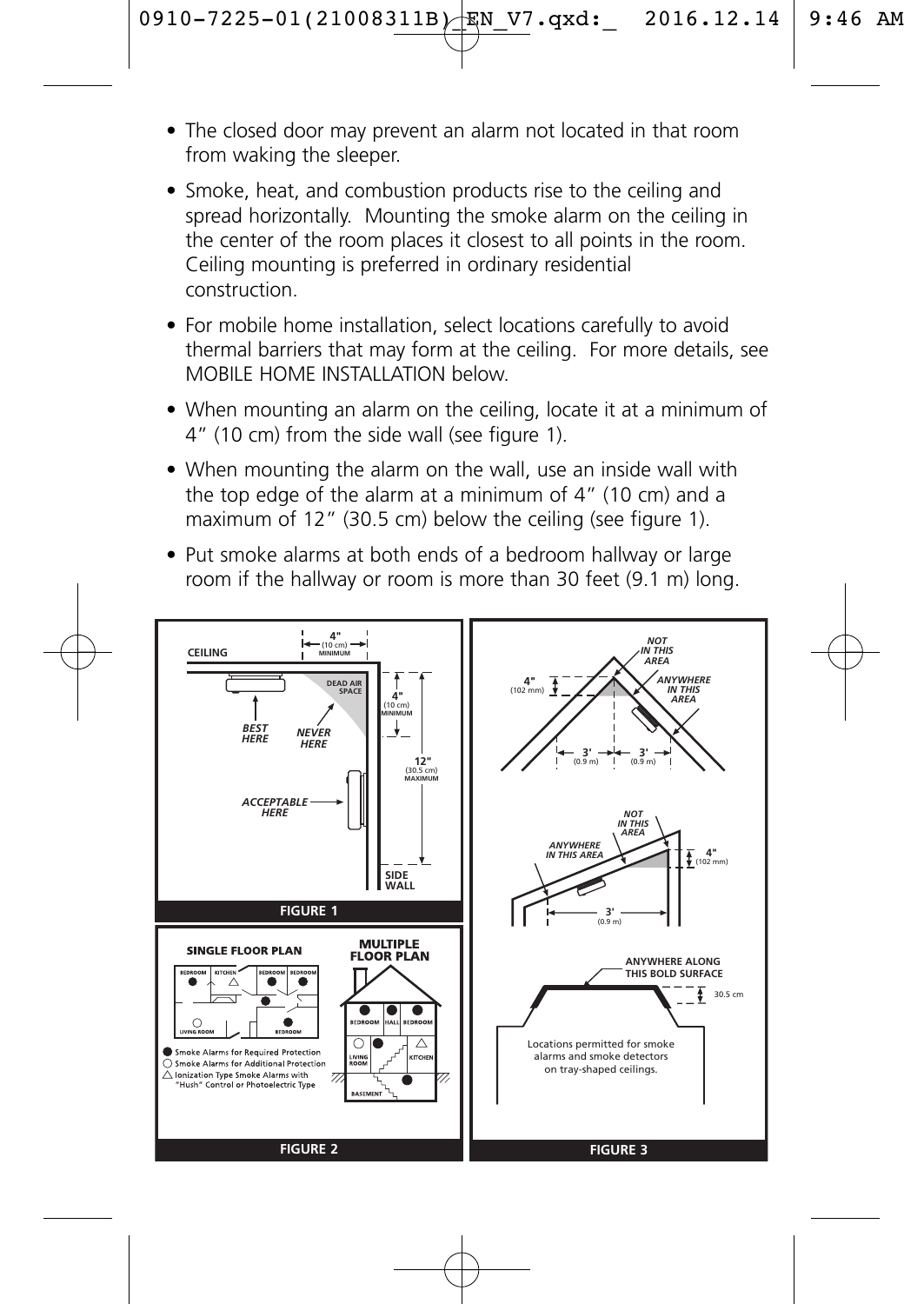- The closed door may prevent an alarm not located in that room from waking the sleeper.
- Smoke, heat, and combustion products rise to the ceiling and spread horizontally. Mounting the smoke alarm on the ceiling in the center of the room places it closest to all points in the room. Ceiling mounting is preferred in ordinary residential construction.
- For mobile home installation, select locations carefully to avoid thermal barriers that may form at the ceiling. For more details, see MOBILE HOME INSTALLATION below.
- When mounting an alarm on the ceiling, locate it at a minimum of 4" (10 cm) from the side wall (see figure 1).
- When mounting the alarm on the wall, use an inside wall with the top edge of the alarm at a minimum of 4" (10 cm) and a maximum of 12" (30.5 cm) below the ceiling (see figure 1).
- Put smoke alarms at both ends of a bedroom hallway or large room if the hallway or room is more than 30 feet (9.1 m) long.

CEILING — 4" (10 cm) MINIMUM — DEAD AIR SPACE — 4" (10 cm) MINIMUM — 12" (30.5 cm) MAXIMUM — BEST HERE — NEVER HERE — ACCEPTABLE HERE — SIDE WALL

FIGURE 1

SINGLE FLOOR PLAN — BEDROOM — KITCHEN — BEDROOM — BEDROOM — LIVING ROOM — BEDROOM

MULTIPLE FLOOR PLAN — BEDROOM — HALL — BEDROOM — LIVING ROOM — KITCHEN — BASEMENT

● Smoke Alarms for Required Protection
○ Smoke Alarms for Additional Protection
△ Ionization Type Smoke Alarms with "Hush" Control or Photoelectric Type

FIGURE 2

NOT IN THIS AREA — ANYWHERE IN THIS AREA — 4" (102 mm) — 3' (0.9 m) — 3' (0.9 m)

NOT IN THIS AREA — ANYWHERE IN THIS AREA — 4" (102 mm) — 3' (0.9 m)

ANYWHERE ALONG THIS BOLD SURFACE — 30.5 cm

Locations permitted for smoke alarms and smoke detectors on tray-shaped ceilings.

FIGURE 3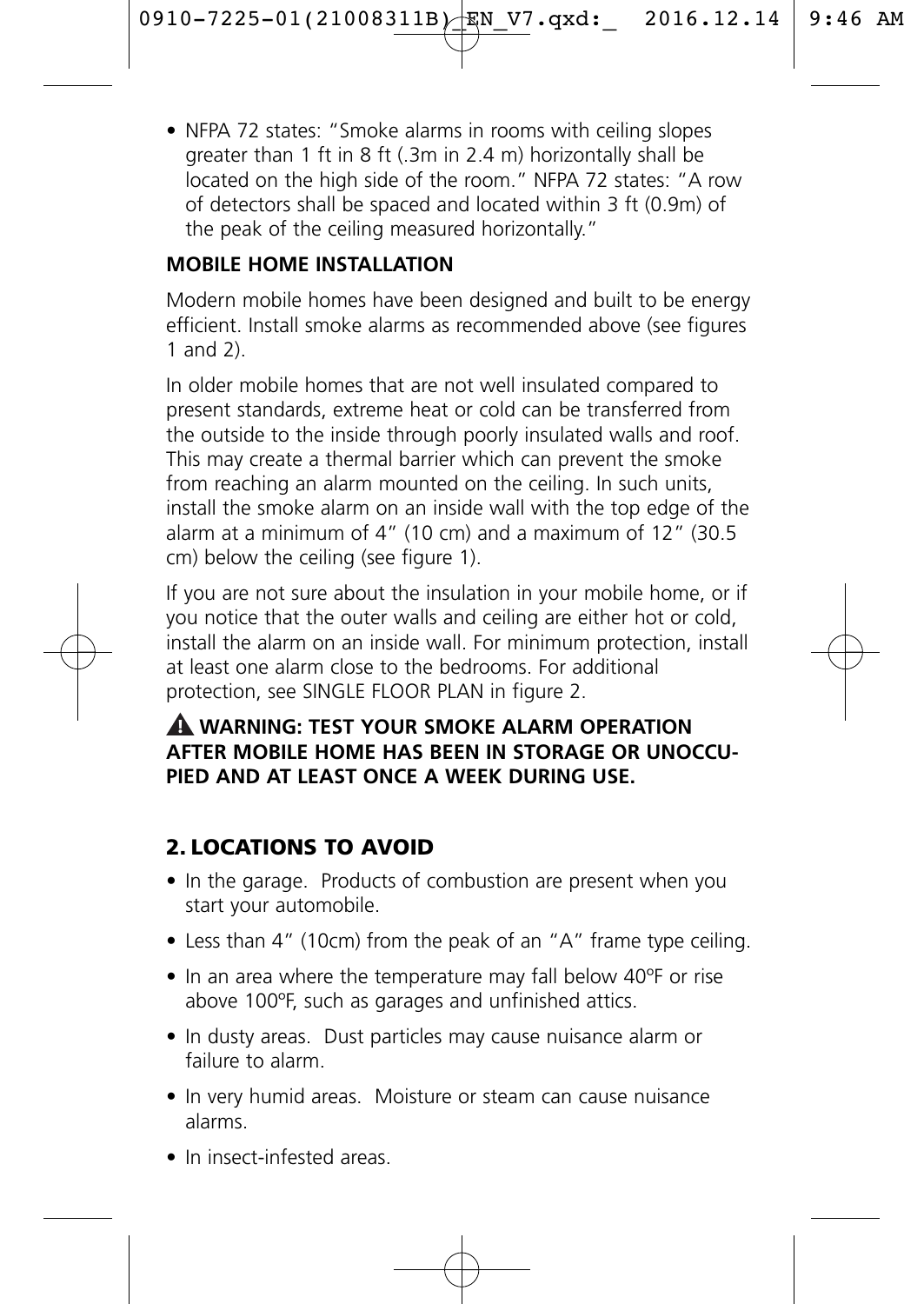- NFPA 72 states: "Smoke alarms in rooms with ceiling slopes greater than 1 ft in 8 ft (.3m in 2.4 m) horizontally shall be located on the high side of the room." NFPA 72 states: "A row of detectors shall be spaced and located within 3 ft (0.9m) of the peak of the ceiling measured horizontally."

**MOBILE HOME INSTALLATION**

Modern mobile homes have been designed and built to be energy efficient. Install smoke alarms as recommended above (see figures 1 and 2).

In older mobile homes that are not well insulated compared to present standards, extreme heat or cold can be transferred from the outside to the inside through poorly insulated walls and roof. This may create a thermal barrier which can prevent the smoke from reaching an alarm mounted on the ceiling. In such units, install the smoke alarm on an inside wall with the top edge of the alarm at a minimum of 4" (10 cm) and a maximum of 12" (30.5 cm) below the ceiling (see figure 1).

If you are not sure about the insulation in your mobile home, or if you notice that the outer walls and ceiling are either hot or cold, install the alarm on an inside wall. For minimum protection, install at least one alarm close to the bedrooms. For additional protection, see SINGLE FLOOR PLAN in figure 2.

**⚠ WARNING: TEST YOUR SMOKE ALARM OPERATION AFTER MOBILE HOME HAS BEEN IN STORAGE OR UNOCCUPIED AND AT LEAST ONCE A WEEK DURING USE.**

## 2. LOCATIONS TO AVOID

- In the garage. Products of combustion are present when you start your automobile.
- Less than 4" (10cm) from the peak of an "A" frame type ceiling.
- In an area where the temperature may fall below 40ºF or rise above 100ºF, such as garages and unfinished attics.
- In dusty areas. Dust particles may cause nuisance alarm or failure to alarm.
- In very humid areas. Moisture or steam can cause nuisance alarms.
- In insect-infested areas.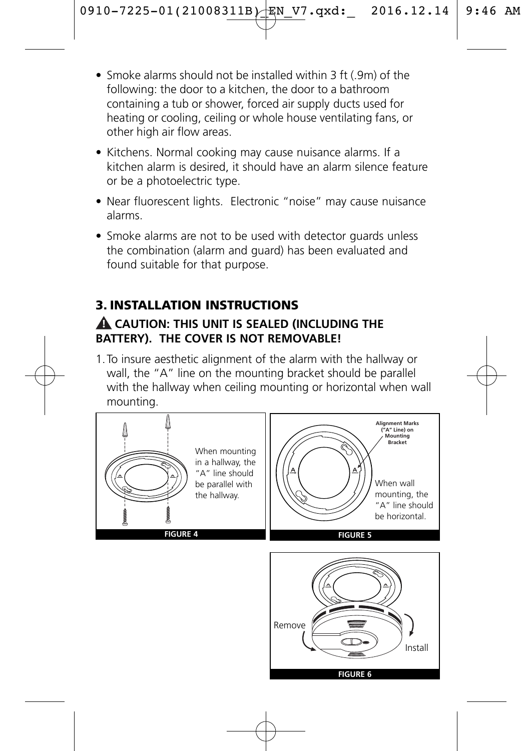- Smoke alarms should not be installed within 3 ft (.9m) of the following: the door to a kitchen, the door to a bathroom containing a tub or shower, forced air supply ducts used for heating or cooling, ceiling or whole house ventilating fans, or other high air flow areas.
- Kitchens. Normal cooking may cause nuisance alarms. If a kitchen alarm is desired, it should have an alarm silence feature or be a photoelectric type.
- Near fluorescent lights. Electronic "noise" may cause nuisance alarms.
- Smoke alarms are not to be used with detector guards unless the combination (alarm and guard) has been evaluated and found suitable for that purpose.

## 3. INSTALLATION INSTRUCTIONS

**⚠ CAUTION: THIS UNIT IS SEALED (INCLUDING THE BATTERY). THE COVER IS NOT REMOVABLE!**

1. To insure aesthetic alignment of the alarm with the hallway or wall, the "A" line on the mounting bracket should be parallel with the hallway when ceiling mounting or horizontal when wall mounting.

When mounting in a hallway, the "A" line should be parallel with the hallway.

FIGURE 4

Alignment Marks ("A" Line) on Mounting Bracket

When wall mounting, the "A" line should be horizontal.

FIGURE 5

Remove

Install

FIGURE 6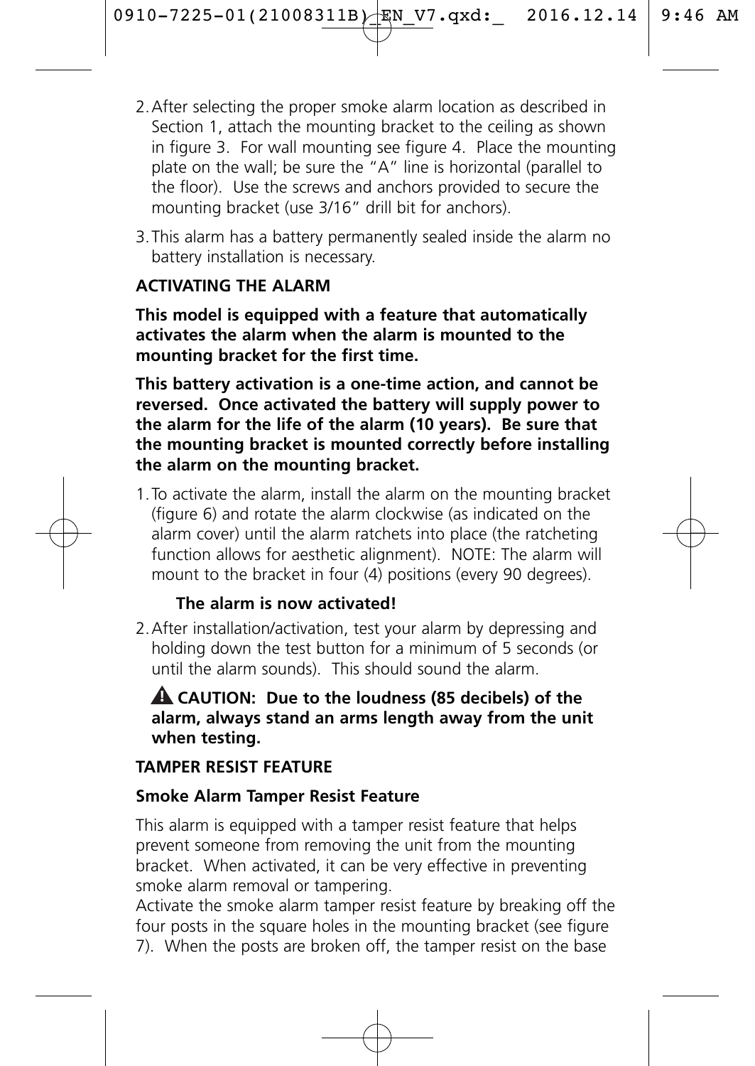2. After selecting the proper smoke alarm location as described in Section 1, attach the mounting bracket to the ceiling as shown in figure 3. For wall mounting see figure 4. Place the mounting plate on the wall; be sure the "A" line is horizontal (parallel to the floor). Use the screws and anchors provided to secure the mounting bracket (use 3/16" drill bit for anchors).

3. This alarm has a battery permanently sealed inside the alarm no battery installation is necessary.

**ACTIVATING THE ALARM**

**This model is equipped with a feature that automatically activates the alarm when the alarm is mounted to the mounting bracket for the first time.**

**This battery activation is a one-time action, and cannot be reversed. Once activated the battery will supply power to the alarm for the life of the alarm (10 years). Be sure that the mounting bracket is mounted correctly before installing the alarm on the mounting bracket.**

1. To activate the alarm, install the alarm on the mounting bracket (figure 6) and rotate the alarm clockwise (as indicated on the alarm cover) until the alarm ratchets into place (the ratcheting function allows for aesthetic alignment). NOTE: The alarm will mount to the bracket in four (4) positions (every 90 degrees).

   **The alarm is now activated!**

2. After installation/activation, test your alarm by depressing and holding down the test button for a minimum of 5 seconds (or until the alarm sounds). This should sound the alarm.

   **⚠ CAUTION: Due to the loudness (85 decibels) of the alarm, always stand an arms length away from the unit when testing.**

**TAMPER RESIST FEATURE**

**Smoke Alarm Tamper Resist Feature**

This alarm is equipped with a tamper resist feature that helps prevent someone from removing the unit from the mounting bracket. When activated, it can be very effective in preventing smoke alarm removal or tampering.
Activate the smoke alarm tamper resist feature by breaking off the four posts in the square holes in the mounting bracket (see figure 7). When the posts are broken off, the tamper resist on the base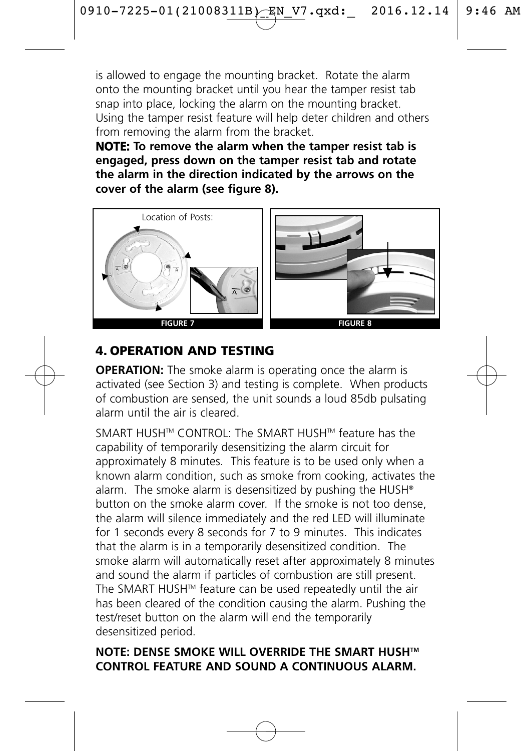is allowed to engage the mounting bracket. Rotate the alarm onto the mounting bracket until you hear the tamper resist tab snap into place, locking the alarm on the mounting bracket. Using the tamper resist feature will help deter children and others from removing the alarm from the bracket.

**NOTE: To remove the alarm when the tamper resist tab is engaged, press down on the tamper resist tab and rotate the alarm in the direction indicated by the arrows on the cover of the alarm (see figure 8).**

Location of Posts:

FIGURE 7

FIGURE 8

## 4. OPERATION AND TESTING

**OPERATION:** The smoke alarm is operating once the alarm is activated (see Section 3) and testing is complete. When products of combustion are sensed, the unit sounds a loud 85db pulsating alarm until the air is cleared.

SMART HUSH™ CONTROL: The SMART HUSH™ feature has the capability of temporarily desensitizing the alarm circuit for approximately 8 minutes. This feature is to be used only when a known alarm condition, such as smoke from cooking, activates the alarm. The smoke alarm is desensitized by pushing the HUSH® button on the smoke alarm cover. If the smoke is not too dense, the alarm will silence immediately and the red LED will illuminate for 1 seconds every 8 seconds for 7 to 9 minutes. This indicates that the alarm is in a temporarily desensitized condition. The smoke alarm will automatically reset after approximately 8 minutes and sound the alarm if particles of combustion are still present. The SMART HUSH™ feature can be used repeatedly until the air has been cleared of the condition causing the alarm. Pushing the test/reset button on the alarm will end the temporarily desensitized period.

**NOTE: DENSE SMOKE WILL OVERRIDE THE SMART HUSH™ CONTROL FEATURE AND SOUND A CONTINUOUS ALARM.**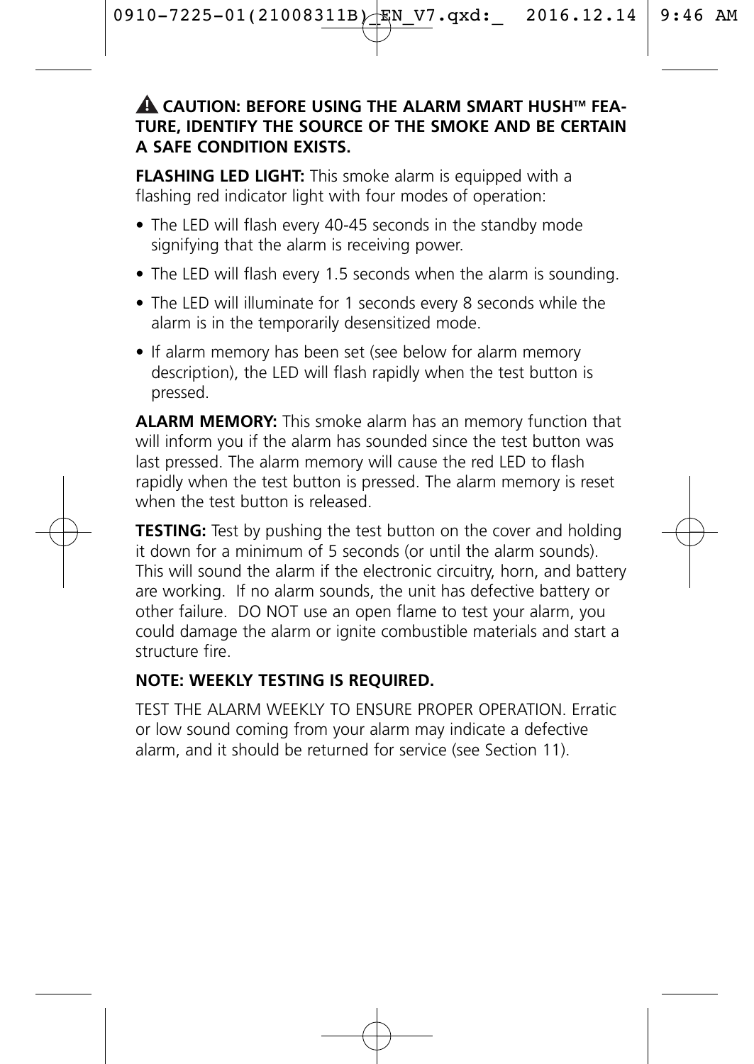⚠ **CAUTION: BEFORE USING THE ALARM SMART HUSH™ FEATURE, IDENTIFY THE SOURCE OF THE SMOKE AND BE CERTAIN A SAFE CONDITION EXISTS.**

**FLASHING LED LIGHT:** This smoke alarm is equipped with a flashing red indicator light with four modes of operation:

- The LED will flash every 40-45 seconds in the standby mode signifying that the alarm is receiving power.
- The LED will flash every 1.5 seconds when the alarm is sounding.
- The LED will illuminate for 1 seconds every 8 seconds while the alarm is in the temporarily desensitized mode.
- If alarm memory has been set (see below for alarm memory description), the LED will flash rapidly when the test button is pressed.

**ALARM MEMORY:** This smoke alarm has an memory function that will inform you if the alarm has sounded since the test button was last pressed. The alarm memory will cause the red LED to flash rapidly when the test button is pressed. The alarm memory is reset when the test button is released.

**TESTING:** Test by pushing the test button on the cover and holding it down for a minimum of 5 seconds (or until the alarm sounds). This will sound the alarm if the electronic circuitry, horn, and battery are working. If no alarm sounds, the unit has defective battery or other failure. DO NOT use an open flame to test your alarm, you could damage the alarm or ignite combustible materials and start a structure fire.

**NOTE: WEEKLY TESTING IS REQUIRED.**

TEST THE ALARM WEEKLY TO ENSURE PROPER OPERATION. Erratic or low sound coming from your alarm may indicate a defective alarm, and it should be returned for service (see Section 11).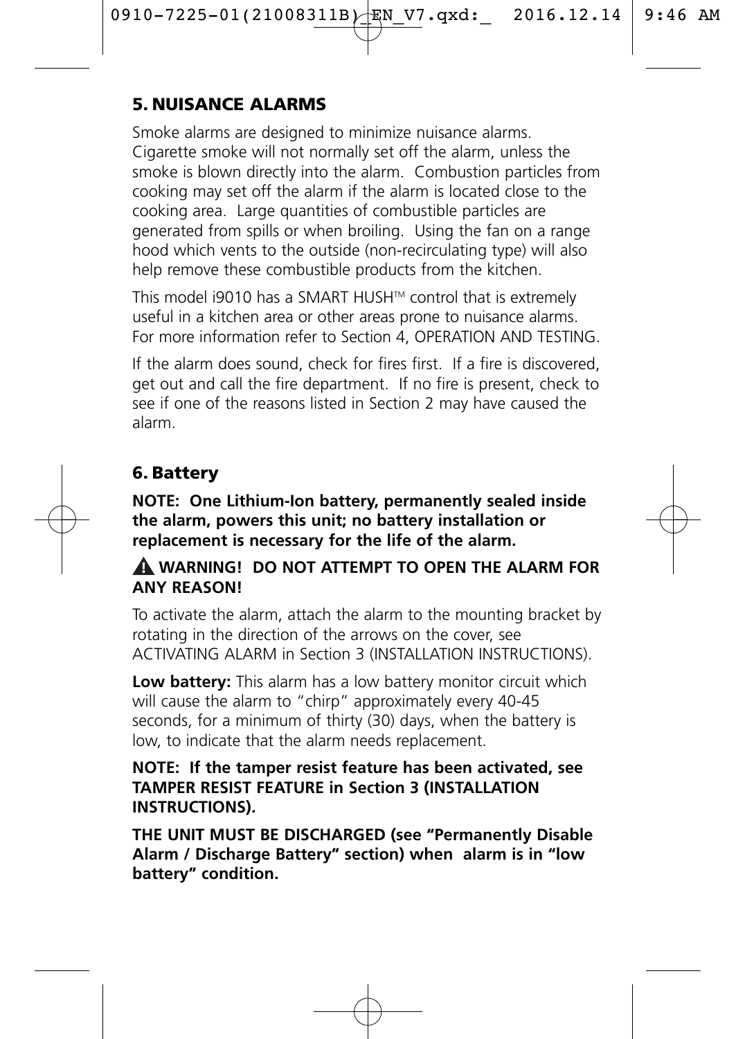## 5. NUISANCE ALARMS

Smoke alarms are designed to minimize nuisance alarms. Cigarette smoke will not normally set off the alarm, unless the smoke is blown directly into the alarm. Combustion particles from cooking may set off the alarm if the alarm is located close to the cooking area. Large quantities of combustible particles are generated from spills or when broiling. Using the fan on a range hood which vents to the outside (non-recirculating type) will also help remove these combustible products from the kitchen.

This model i9010 has a SMART HUSH™ control that is extremely useful in a kitchen area or other areas prone to nuisance alarms. For more information refer to Section 4, OPERATION AND TESTING.

If the alarm does sound, check for fires first. If a fire is discovered, get out and call the fire department. If no fire is present, check to see if one of the reasons listed in Section 2 may have caused the alarm.

## 6. Battery

**NOTE: One Lithium-Ion battery, permanently sealed inside the alarm, powers this unit; no battery installation or replacement is necessary for the life of the alarm.**

**⚠ WARNING! DO NOT ATTEMPT TO OPEN THE ALARM FOR ANY REASON!**

To activate the alarm, attach the alarm to the mounting bracket by rotating in the direction of the arrows on the cover, see ACTIVATING ALARM in Section 3 (INSTALLATION INSTRUCTIONS).

**Low battery:** This alarm has a low battery monitor circuit which will cause the alarm to "chirp" approximately every 40-45 seconds, for a minimum of thirty (30) days, when the battery is low, to indicate that the alarm needs replacement.

**NOTE: If the tamper resist feature has been activated, see TAMPER RESIST FEATURE in Section 3 (INSTALLATION INSTRUCTIONS).**

**THE UNIT MUST BE DISCHARGED (see "Permanently Disable Alarm / Discharge Battery" section) when alarm is in "low battery" condition.**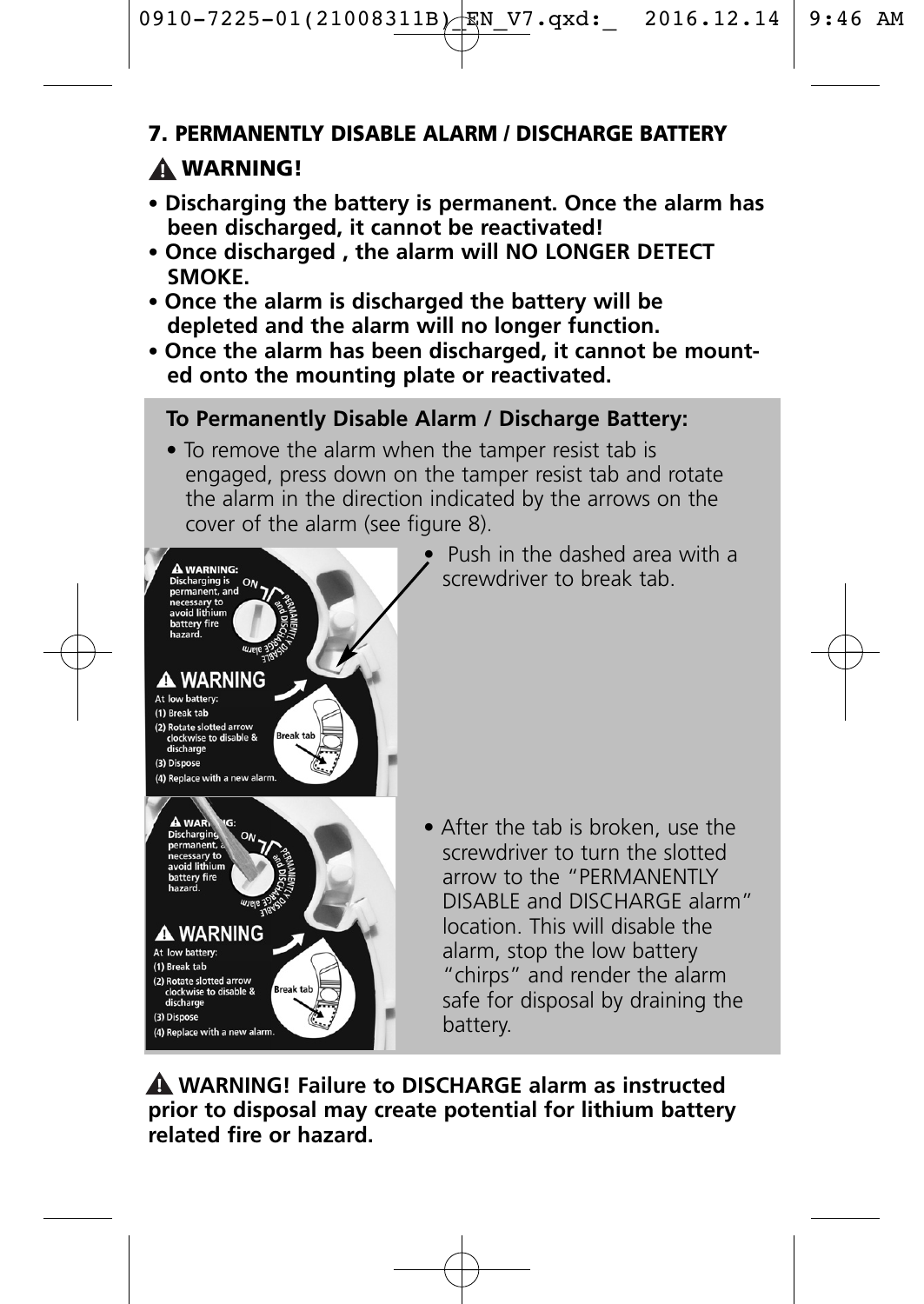## 7. PERMANENTLY DISABLE ALARM / DISCHARGE BATTERY

**⚠ WARNING!**

- **Discharging the battery is permanent. Once the alarm has been discharged, it cannot be reactivated!**
- **Once discharged , the alarm will NO LONGER DETECT SMOKE.**
- **Once the alarm is discharged the battery will be depleted and the alarm will no longer function.**
- **Once the alarm has been discharged, it cannot be mounted onto the mounting plate or reactivated.**

**To Permanently Disable Alarm / Discharge Battery:**

- To remove the alarm when the tamper resist tab is engaged, press down on the tamper resist tab and rotate the alarm in the direction indicated by the arrows on the cover of the alarm (see figure 8).
- Push in the dashed area with a screwdriver to break tab.
- After the tab is broken, use the screwdriver to turn the slotted arrow to the "PERMANENTLY DISABLE and DISCHARGE alarm" location. This will disable the alarm, stop the low battery "chirps" and render the alarm safe for disposal by draining the battery.

**⚠ WARNING! Failure to DISCHARGE alarm as instructed prior to disposal may create potential for lithium battery related fire or hazard.**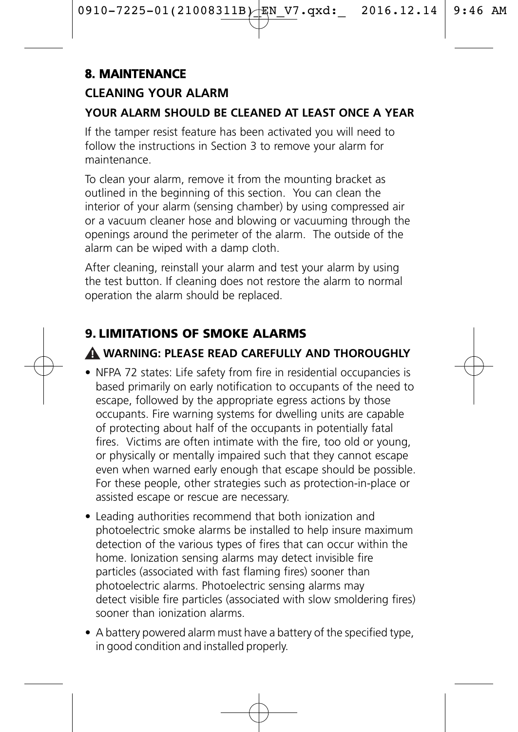## 8. MAINTENANCE

### CLEANING YOUR ALARM

#### YOUR ALARM SHOULD BE CLEANED AT LEAST ONCE A YEAR

If the tamper resist feature has been activated you will need to follow the instructions in Section 3 to remove your alarm for maintenance.

To clean your alarm, remove it from the mounting bracket as outlined in the beginning of this section. You can clean the interior of your alarm (sensing chamber) by using compressed air or a vacuum cleaner hose and blowing or vacuuming through the openings around the perimeter of the alarm. The outside of the alarm can be wiped with a damp cloth.

After cleaning, reinstall your alarm and test your alarm by using the test button. If cleaning does not restore the alarm to normal operation the alarm should be replaced.

## 9. LIMITATIONS OF SMOKE ALARMS

### ⚠ WARNING: PLEASE READ CAREFULLY AND THOROUGHLY

- NFPA 72 states: Life safety from fire in residential occupancies is based primarily on early notification to occupants of the need to escape, followed by the appropriate egress actions by those occupants. Fire warning systems for dwelling units are capable of protecting about half of the occupants in potentially fatal fires. Victims are often intimate with the fire, too old or young, or physically or mentally impaired such that they cannot escape even when warned early enough that escape should be possible. For these people, other strategies such as protection-in-place or assisted escape or rescue are necessary.
- Leading authorities recommend that both ionization and photoelectric smoke alarms be installed to help insure maximum detection of the various types of fires that can occur within the home. Ionization sensing alarms may detect invisible fire particles (associated with fast flaming fires) sooner than photoelectric alarms. Photoelectric sensing alarms may detect visible fire particles (associated with slow smoldering fires) sooner than ionization alarms.
- A battery powered alarm must have a battery of the specified type, in good condition and installed properly.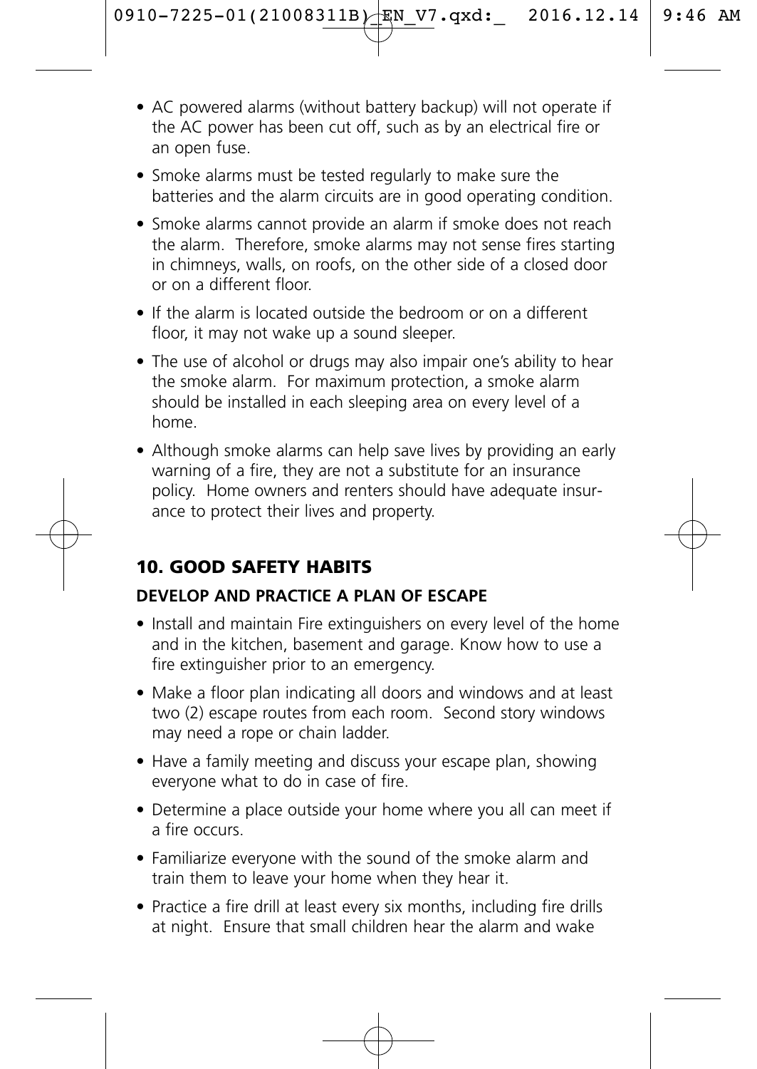- AC powered alarms (without battery backup) will not operate if the AC power has been cut off, such as by an electrical fire or an open fuse.
- Smoke alarms must be tested regularly to make sure the batteries and the alarm circuits are in good operating condition.
- Smoke alarms cannot provide an alarm if smoke does not reach the alarm. Therefore, smoke alarms may not sense fires starting in chimneys, walls, on roofs, on the other side of a closed door or on a different floor.
- If the alarm is located outside the bedroom or on a different floor, it may not wake up a sound sleeper.
- The use of alcohol or drugs may also impair one's ability to hear the smoke alarm. For maximum protection, a smoke alarm should be installed in each sleeping area on every level of a home.
- Although smoke alarms can help save lives by providing an early warning of a fire, they are not a substitute for an insurance policy. Home owners and renters should have adequate insurance to protect their lives and property.

## 10. GOOD SAFETY HABITS

### DEVELOP AND PRACTICE A PLAN OF ESCAPE

- Install and maintain Fire extinguishers on every level of the home and in the kitchen, basement and garage. Know how to use a fire extinguisher prior to an emergency.
- Make a floor plan indicating all doors and windows and at least two (2) escape routes from each room. Second story windows may need a rope or chain ladder.
- Have a family meeting and discuss your escape plan, showing everyone what to do in case of fire.
- Determine a place outside your home where you all can meet if a fire occurs.
- Familiarize everyone with the sound of the smoke alarm and train them to leave your home when they hear it.
- Practice a fire drill at least every six months, including fire drills at night. Ensure that small children hear the alarm and wake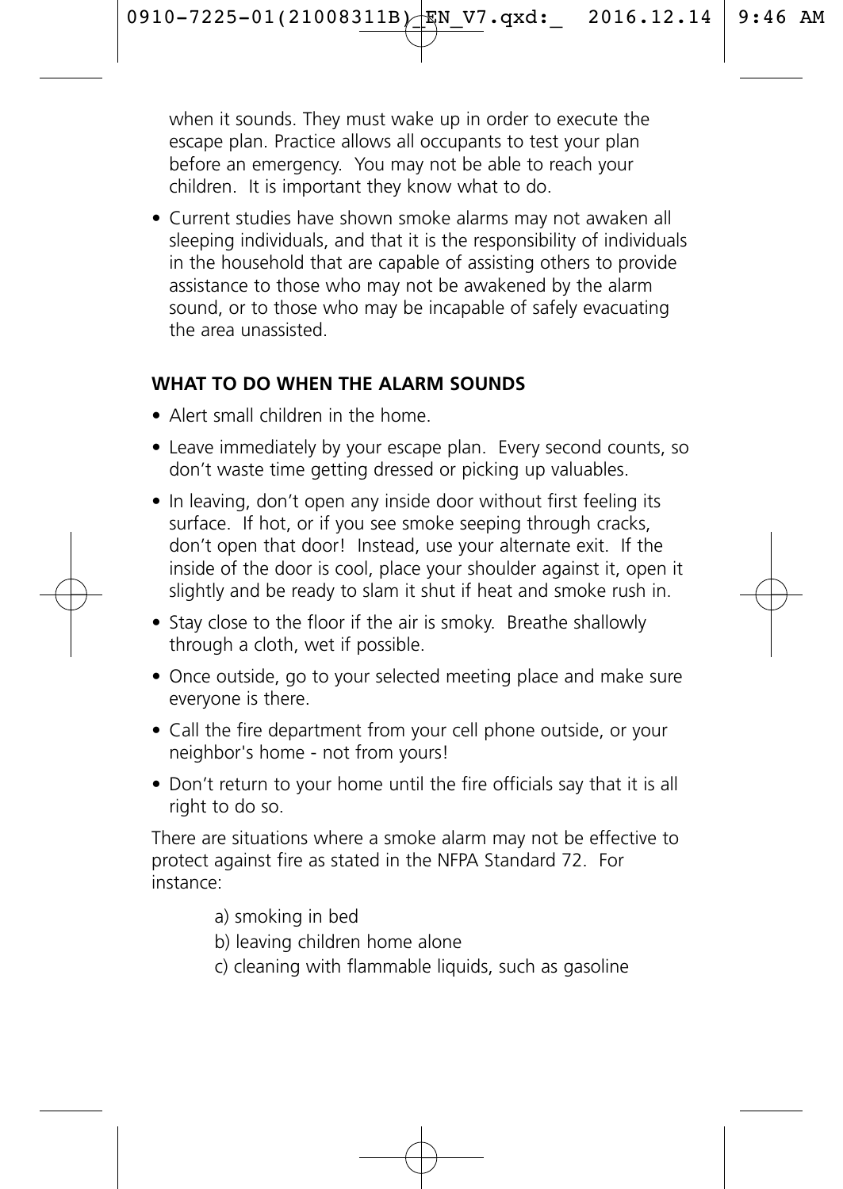when it sounds. They must wake up in order to execute the escape plan. Practice allows all occupants to test your plan before an emergency. You may not be able to reach your children. It is important they know what to do.

- Current studies have shown smoke alarms may not awaken all sleeping individuals, and that it is the responsibility of individuals in the household that are capable of assisting others to provide assistance to those who may not be awakened by the alarm sound, or to those who may be incapable of safely evacuating the area unassisted.

**WHAT TO DO WHEN THE ALARM SOUNDS**

- Alert small children in the home.
- Leave immediately by your escape plan. Every second counts, so don't waste time getting dressed or picking up valuables.
- In leaving, don't open any inside door without first feeling its surface. If hot, or if you see smoke seeping through cracks, don't open that door! Instead, use your alternate exit. If the inside of the door is cool, place your shoulder against it, open it slightly and be ready to slam it shut if heat and smoke rush in.
- Stay close to the floor if the air is smoky. Breathe shallowly through a cloth, wet if possible.
- Once outside, go to your selected meeting place and make sure everyone is there.
- Call the fire department from your cell phone outside, or your neighbor's home - not from yours!
- Don't return to your home until the fire officials say that it is all right to do so.

There are situations where a smoke alarm may not be effective to protect against fire as stated in the NFPA Standard 72. For instance:

a) smoking in bed
b) leaving children home alone
c) cleaning with flammable liquids, such as gasoline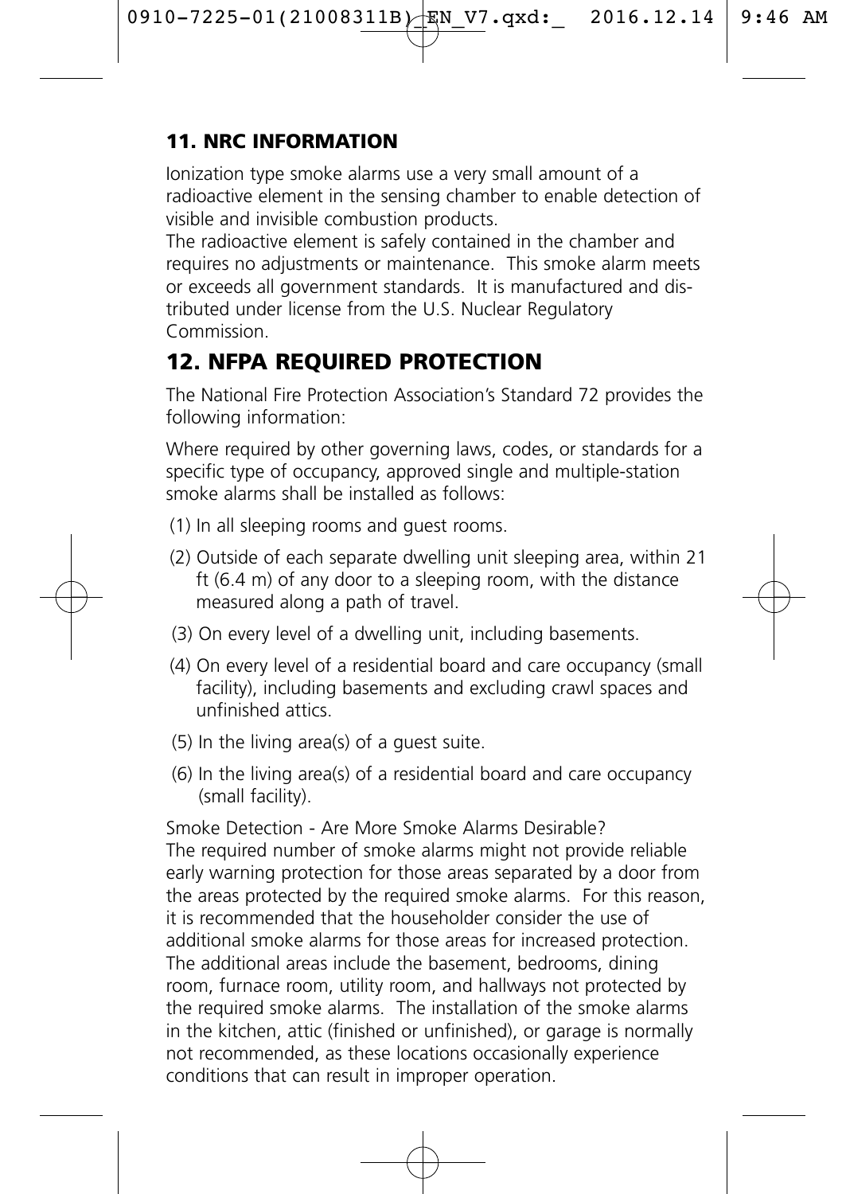## 11. NRC INFORMATION

Ionization type smoke alarms use a very small amount of a radioactive element in the sensing chamber to enable detection of visible and invisible combustion products.
The radioactive element is safely contained in the chamber and requires no adjustments or maintenance. This smoke alarm meets or exceeds all government standards. It is manufactured and distributed under license from the U.S. Nuclear Regulatory Commission.

## 12. NFPA REQUIRED PROTECTION

The National Fire Protection Association's Standard 72 provides the following information:

Where required by other governing laws, codes, or standards for a specific type of occupancy, approved single and multiple-station smoke alarms shall be installed as follows:

(1) In all sleeping rooms and guest rooms.

(2) Outside of each separate dwelling unit sleeping area, within 21 ft (6.4 m) of any door to a sleeping room, with the distance measured along a path of travel.

(3) On every level of a dwelling unit, including basements.

(4) On every level of a residential board and care occupancy (small facility), including basements and excluding crawl spaces and unfinished attics.

(5) In the living area(s) of a guest suite.

(6) In the living area(s) of a residential board and care occupancy (small facility).

Smoke Detection - Are More Smoke Alarms Desirable?
The required number of smoke alarms might not provide reliable early warning protection for those areas separated by a door from the areas protected by the required smoke alarms. For this reason, it is recommended that the householder consider the use of additional smoke alarms for those areas for increased protection. The additional areas include the basement, bedrooms, dining room, furnace room, utility room, and hallways not protected by the required smoke alarms. The installation of the smoke alarms in the kitchen, attic (finished or unfinished), or garage is normally not recommended, as these locations occasionally experience conditions that can result in improper operation.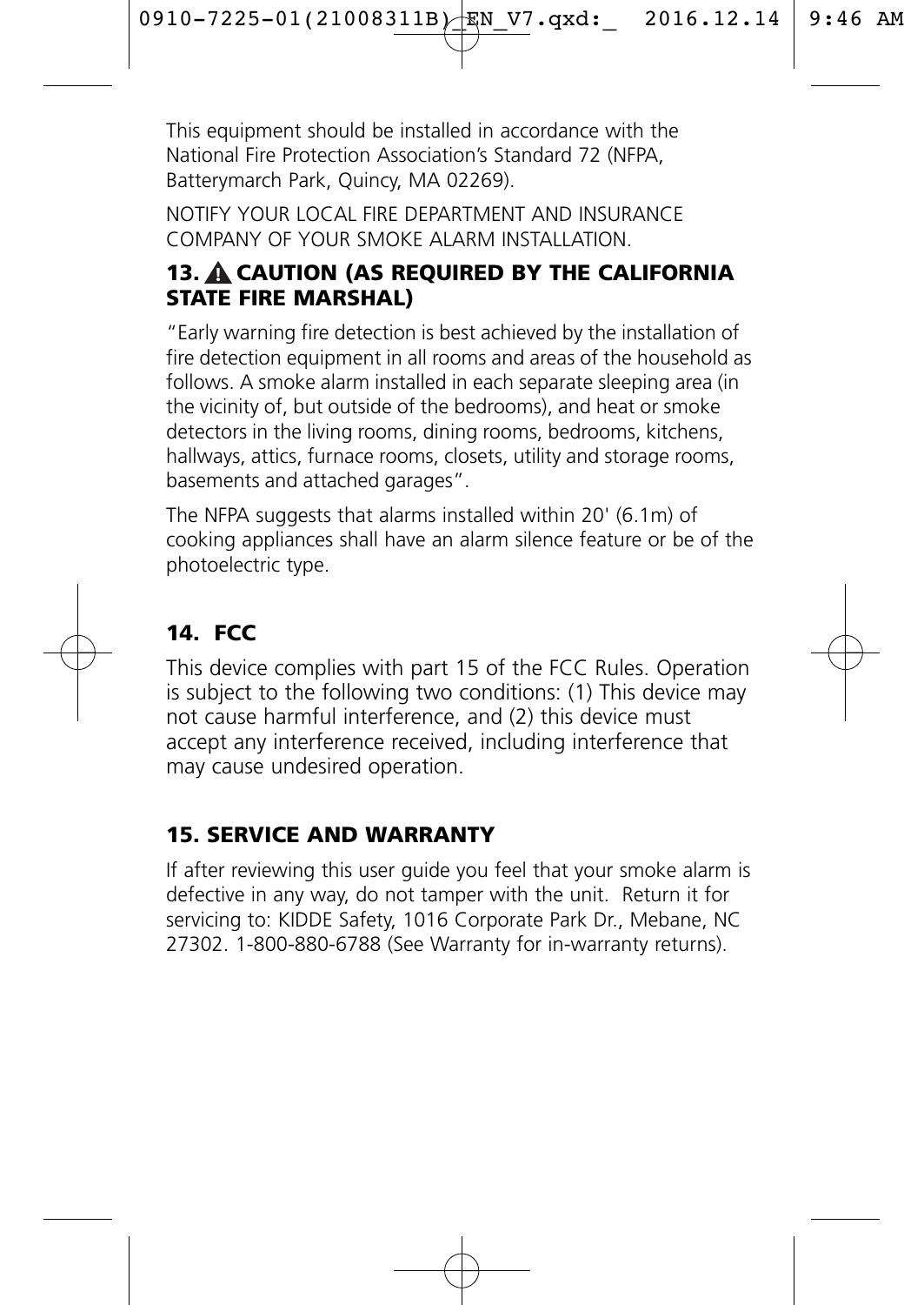This equipment should be installed in accordance with the National Fire Protection Association's Standard 72 (NFPA, Batterymarch Park, Quincy, MA 02269).

NOTIFY YOUR LOCAL FIRE DEPARTMENT AND INSURANCE COMPANY OF YOUR SMOKE ALARM INSTALLATION.

## 13. ⚠ CAUTION (AS REQUIRED BY THE CALIFORNIA STATE FIRE MARSHAL)

"Early warning fire detection is best achieved by the installation of fire detection equipment in all rooms and areas of the household as follows. A smoke alarm installed in each separate sleeping area (in the vicinity of, but outside of the bedrooms), and heat or smoke detectors in the living rooms, dining rooms, bedrooms, kitchens, hallways, attics, furnace rooms, closets, utility and storage rooms, basements and attached garages".

The NFPA suggests that alarms installed within 20' (6.1m) of cooking appliances shall have an alarm silence feature or be of the photoelectric type.

## 14. FCC

This device complies with part 15 of the FCC Rules. Operation is subject to the following two conditions: (1) This device may not cause harmful interference, and (2) this device must accept any interference received, including interference that may cause undesired operation.

## 15. SERVICE AND WARRANTY

If after reviewing this user guide you feel that your smoke alarm is defective in any way, do not tamper with the unit. Return it for servicing to: KIDDE Safety, 1016 Corporate Park Dr., Mebane, NC 27302. 1-800-880-6788 (See Warranty for in-warranty returns).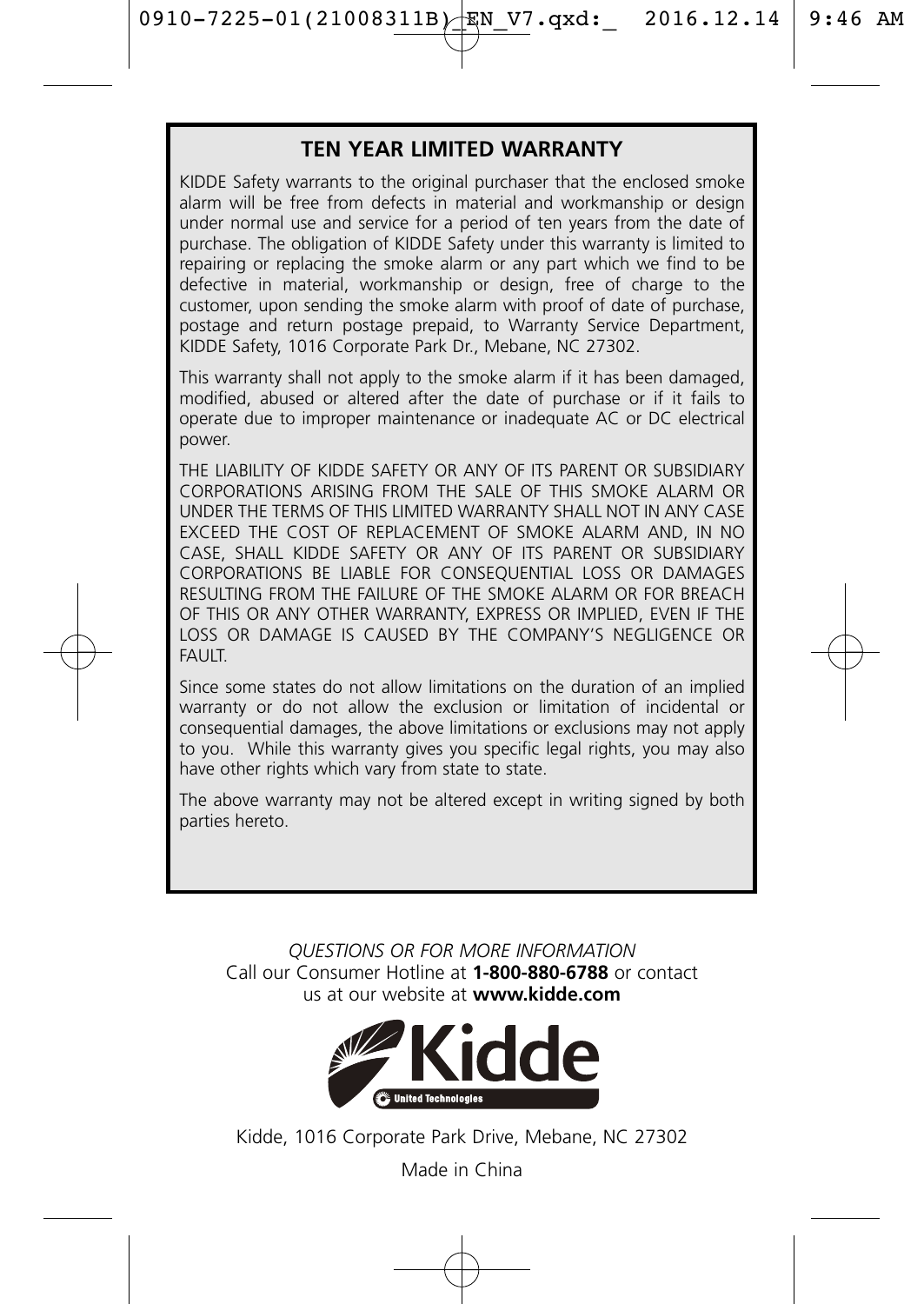## TEN YEAR LIMITED WARRANTY

KIDDE Safety warrants to the original purchaser that the enclosed smoke alarm will be free from defects in material and workmanship or design under normal use and service for a period of ten years from the date of purchase. The obligation of KIDDE Safety under this warranty is limited to repairing or replacing the smoke alarm or any part which we find to be defective in material, workmanship or design, free of charge to the customer, upon sending the smoke alarm with proof of date of purchase, postage and return postage prepaid, to Warranty Service Department, KIDDE Safety, 1016 Corporate Park Dr., Mebane, NC 27302.

This warranty shall not apply to the smoke alarm if it has been damaged, modified, abused or altered after the date of purchase or if it fails to operate due to improper maintenance or inadequate AC or DC electrical power.

THE LIABILITY OF KIDDE SAFETY OR ANY OF ITS PARENT OR SUBSIDIARY CORPORATIONS ARISING FROM THE SALE OF THIS SMOKE ALARM OR UNDER THE TERMS OF THIS LIMITED WARRANTY SHALL NOT IN ANY CASE EXCEED THE COST OF REPLACEMENT OF SMOKE ALARM AND, IN NO CASE, SHALL KIDDE SAFETY OR ANY OF ITS PARENT OR SUBSIDIARY CORPORATIONS BE LIABLE FOR CONSEQUENTIAL LOSS OR DAMAGES RESULTING FROM THE FAILURE OF THE SMOKE ALARM OR FOR BREACH OF THIS OR ANY OTHER WARRANTY, EXPRESS OR IMPLIED, EVEN IF THE LOSS OR DAMAGE IS CAUSED BY THE COMPANY'S NEGLIGENCE OR FAULT.

Since some states do not allow limitations on the duration of an implied warranty or do not allow the exclusion or limitation of incidental or consequential damages, the above limitations or exclusions may not apply to you. While this warranty gives you specific legal rights, you may also have other rights which vary from state to state.

The above warranty may not be altered except in writing signed by both parties hereto.

*QUESTIONS OR FOR MORE INFORMATION*
Call our Consumer Hotline at **1-800-880-6788** or contact us at our website at **www.kidde.com**

Kidde
United Technologies

Kidde, 1016 Corporate Park Drive, Mebane, NC 27302

Made in China